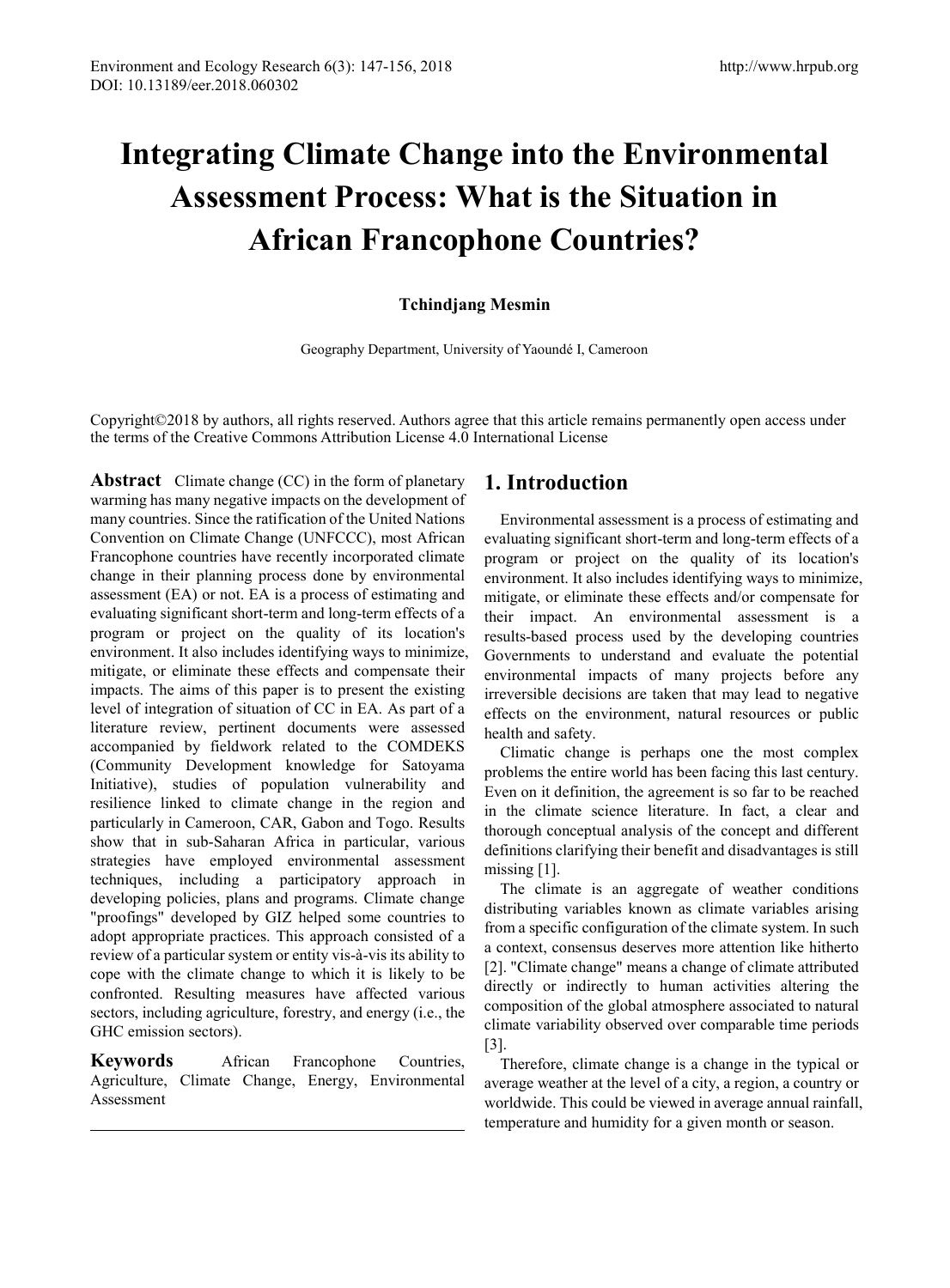# Integrating Climate Change into the Environmental Assessment Process: What is the Situation in African Francophone Countries?

**Tchindjang Mesmin**

Geography Department, University of Yaoundé I, Cameroon

Copyright©2018 by authors, all rights reserved. Authors agree that this article remains permanently open access under the terms of the Creative Commons Attribution License 4.0 International License

**Abstract** Climate change (CC) in the form of planetary warming has many negative impacts on the development of many countries. Since the ratification of the United Nations Convention on Climate Change (UNFCCC), most African Francophone countries have recently incorporated climate change in their planning process done by environmental assessment (EA) or not. EA is a process of estimating and evaluating significant short-term and long-term effects of a program or project on the quality of its location's environment. It also includes identifying ways to minimize, mitigate, or eliminate these effects and compensate their impacts. The aims of this paper is to present the existing level of integration of situation of CC in EA. As part of a literature review, pertinent documents were assessed accompanied by fieldwork related to the COMDEKS (Community Development knowledge for Satoyama Initiative), studies of population vulnerability and resilience linked to climate change in the region and particularly in Cameroon, CAR, Gabon and Togo. Results show that in sub-Saharan Africa in particular, various strategies have employed environmental assessment techniques, including a participatory approach in developing policies, plans and programs. Climate change "proofings" developed by GIZ helped some countries to adopt appropriate practices. This approach consisted of a review of a particular system or entity vis-à-vis its ability to cope with the climate change to which it is likely to be confronted. Resulting measures have affected various sectors, including agriculture, forestry, and energy (i.e., the GHC emission sectors).

**Keywords** African Francophone Countries, Agriculture, Climate Change, Energy, Environmental Assessment

## 1. Introduction

Environmental assessment is a process of estimating and evaluating significant short-term and long-term effects of a program or project on the quality of its location's environment. It also includes identifying ways to minimize, mitigate, or eliminate these effects and/or compensate for their impact. An environmental assessment is a results-based process used by the developing countries Governments to understand and evaluate the potential environmental impacts of many projects before any irreversible decisions are taken that may lead to negative effects on the environment, natural resources or public health and safety.

Climatic change is perhaps one the most complex problems the entire world has been facing this last century. Even on it definition, the agreement is so far to be reached in the climate science literature. In fact, a clear and thorough conceptual analysis of the concept and different definitions clarifying their benefit and disadvantages is still missing [1].

The climate is an aggregate of weather conditions distributing variables known as climate variables arising from a specific configuration of the climate system. In such a context, consensus deserves more attention like hitherto [2]. "Climate change" means a change of climate attributed directly or indirectly to human activities altering the composition of the global atmosphere associated to natural climate variability observed over comparable time periods [3].

Therefore, climate change is a change in the typical or average weather at the level of a city, a region, a country or worldwide. This could be viewed in average annual rainfall, temperature and humidity for a given month or season.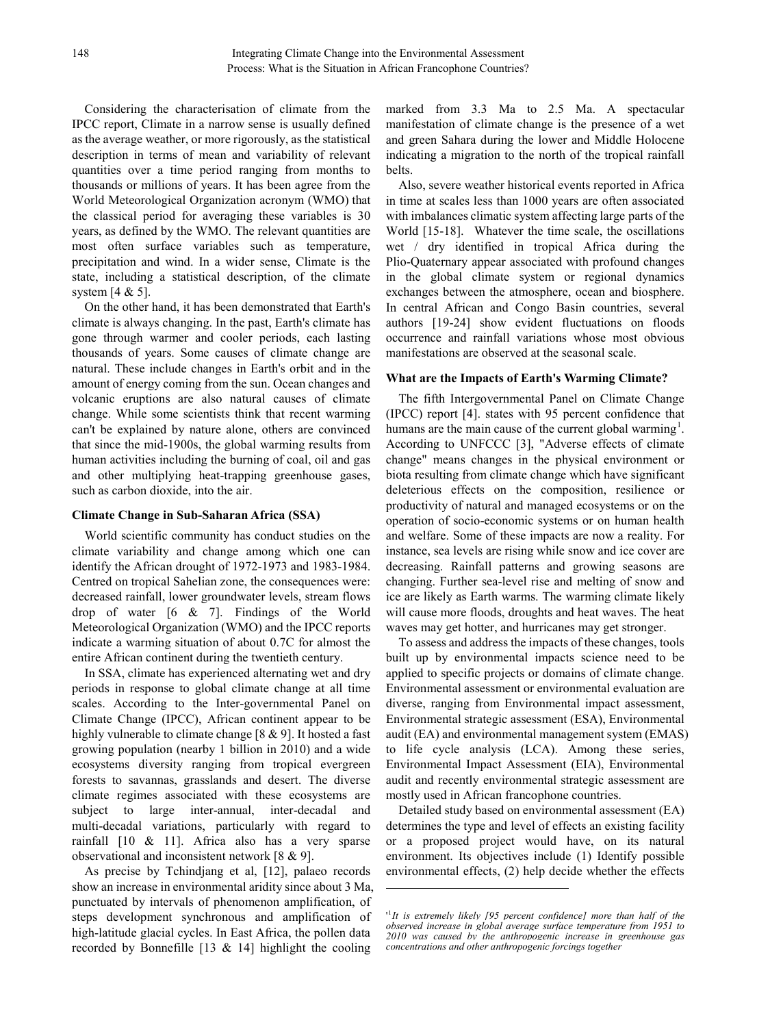Considering the characterisation of climate from the IPCC report, Climate in a narrow sense is usually defined as the average weather, or more rigorously, as the statistical description in terms of mean and variability of relevant quantities over a time period ranging from months to thousands or millions of years. It has been agree from the World Meteorological Organization acronym (WMO) that the classical period for averaging these variables is 30 years, as defined by the WMO. The relevant quantities are most often surface variables such as temperature, precipitation and wind. In a wider sense, Climate is the state, including a statistical description, of the climate system [4 & 5].

On the other hand, it has been demonstrated that Earth's climate is always changing. In the past, Earth's climate has gone through warmer and cooler periods, each lasting thousands of years. Some causes of climate change are natural. These include changes in Earth's orbit and in the amount of energy coming from the sun. Ocean changes and volcanic eruptions are also natural causes of climate change. While some scientists think that recent warming can't be explained by nature alone, others are convinced that since the mid-1900s, the global warming results from human activities including the burning of coal, oil and gas and other multiplying heat-trapping greenhouse gases, such as carbon dioxide, into the air.

**Climate Change in Sub-Saharan Africa (SSA)**

World scientific community has conduct studies on the climate variability and change among which one can identify the African drought of 1972-1973 and 1983-1984. Centred on tropical Sahelian zone, the consequences were: decreased rainfall, lower groundwater levels, stream flows drop of water [6 & 7]. Findings of the World Meteorological Organization (WMO) and the IPCC reports indicate a warming situation of about 0.7C for almost the entire African continent during the twentieth century.

In SSA, climate has experienced alternating wet and dry periods in response to global climate change at all time scales. According to the Inter-governmental Panel on Climate Change (IPCC), African continent appear to be highly vulnerable to climate change [8 & 9]. It hosted a fast growing population (nearby 1 billion in 2010) and a wide ecosystems diversity ranging from tropical evergreen forests to savannas, grasslands and desert. The diverse climate regimes associated with these ecosystems are subject to large inter-annual, inter-decadal and multi-decadal variations, particularly with regard to rainfall [10 & 11]. Africa also has a very sparse observational and inconsistent network [8 & 9].

As precise by Tchindjang et al, [12], palaeo records show an increase in environmental aridity since about 3 Ma, punctuated by intervals of phenomenon amplification, of steps development synchronous and amplification of high-latitude glacial cycles. In East Africa, the pollen data recorded by Bonnefille [13 & 14] highlight the cooling marked from 3.3 Ma to 2.5 Ma. A spectacular manifestation of climate change is the presence of a wet and green Sahara during the lower and Middle Holocene indicating a migration to the north of the tropical rainfall belts.

Also, severe weather historical events reported in Africa in time at scales less than 1000 years are often associated with imbalances climatic system affecting large parts of the World [15-18]. Whatever the time scale, the oscillations wet / dry identified in tropical Africa during the Plio-Quaternary appear associated with profound changes in the global climate system or regional dynamics exchanges between the atmosphere, ocean and biosphere. In central African and Congo Basin countries, several authors [19-24] show evident fluctuations on floods occurrence and rainfall variations whose most obvious manifestations are observed at the seasonal scale.

**What are the Impacts of Earth's Warming Climate?**

The fifth Intergovernmental Panel on Climate Change (IPCC) report [4]. states with 95 percent confidence that humans are the main cause of the current global warming[1]. According to UNFCCC [3], "Adverse effects of climate change" means changes in the physical environment or biota resulting from climate change which have significant deleterious effects on the composition, resilience or productivity of natural and managed ecosystems or on the operation of socio-economic systems or on human health and welfare. Some of these impacts are now a reality. For instance, sea levels are rising while snow and ice cover are decreasing. Rainfall patterns and growing seasons are changing. Further sea-level rise and melting of snow and ice are likely as Earth warms. The warming climate likely will cause more floods, droughts and heat waves. The heat waves may get hotter, and hurricanes may get stronger.

To assess and address the impacts of these changes, tools built up by environmental impacts science need to be applied to specific projects or domains of climate change. Environmental assessment or environmental evaluation are diverse, ranging from Environmental impact assessment, Environmental strategic assessment (ESA), Environmental audit (EA) and environmental management system (EMAS) to life cycle analysis (LCA). Among these series, Environmental Impact Assessment (EIA), Environmental audit and recently environmental strategic assessment are mostly used in African francophone countries.

Detailed study based on environmental assessment (EA) determines the type and level of effects an existing facility or a proposed project would have, on its natural environment. Its objectives include (1) Identify possible environmental effects, (2) help decide whether the effects

[1] *It is extremely likely [95 percent confidence] more than half of the observed increase in global average surface temperature from 1951 to 2010 was caused by the anthropogenic increase in greenhouse gas concentrations and other anthropogenic forcings together*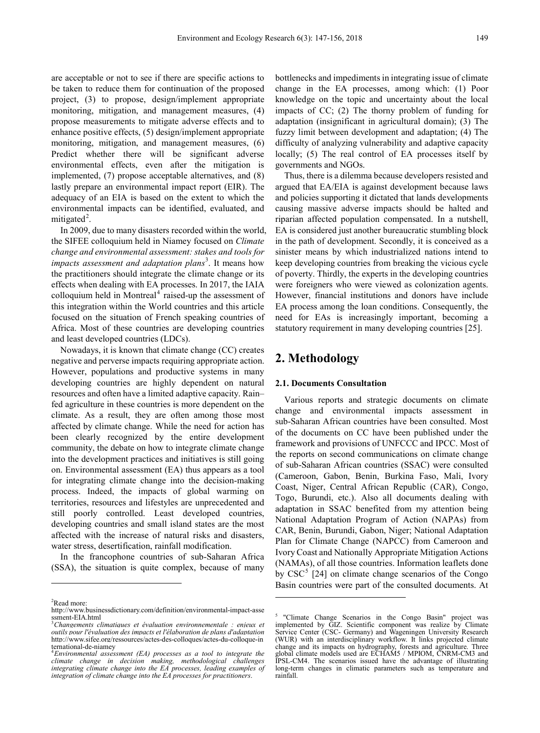are acceptable or not to see if there are specific actions to be taken to reduce them for continuation of the proposed project, (3) to propose, design/implement appropriate monitoring, mitigation, and management measures, (4) propose measurements to mitigate adverse effects and to enhance positive effects, (5) design/implement appropriate monitoring, mitigation, and management measures, (6) Predict whether there will be significant adverse environmental effects, even after the mitigation is implemented, (7) propose acceptable alternatives, and (8) lastly prepare an environmental impact report (EIR). The adequacy of an EIA is based on the extent to which the environmental impacts can be identified, evaluated, and mitigated[2].

In 2009, due to many disasters recorded within the world, the SIFEE colloquium held in Niamey focused on *Climate change and environmental assessment: stakes and tools for impacts assessment and adaptation plans*[3]. It means how the practitioners should integrate the climate change or its effects when dealing with EA processes. In 2017, the IAIA colloquium held in Montreal[4] raised-up the assessment of this integration within the World countries and this article focused on the situation of French speaking countries of Africa. Most of these countries are developing countries and least developed countries (LDCs).

Nowadays, it is known that climate change (CC) creates negative and perverse impacts requiring appropriate action. However, populations and productive systems in many developing countries are highly dependent on natural resources and often have a limited adaptive capacity. Rain–fed agriculture in these countries is more dependent on the climate. As a result, they are often among those most affected by climate change. While the need for action has been clearly recognized by the entire development community, the debate on how to integrate climate change into the development practices and initiatives is still going on. Environmental assessment (EA) thus appears as a tool for integrating climate change into the decision-making process. Indeed, the impacts of global warming on territories, resources and lifestyles are unprecedented and still poorly controlled. Least developed countries, developing countries and small island states are the most affected with the increase of natural risks and disasters, water stress, desertification, rainfall modification.

In the francophone countries of sub-Saharan Africa (SSA), the situation is quite complex, because of many bottlenecks and impediments in integrating issue of climate change in the EA processes, among which: (1) Poor knowledge on the topic and uncertainty about the local impacts of CC; (2) The thorny problem of funding for adaptation (insignificant in agricultural domain); (3) The fuzzy limit between development and adaptation; (4) The difficulty of analyzing vulnerability and adaptive capacity locally; (5) The real control of EA processes itself by governments and NGOs.

Thus, there is a dilemma because developers resisted and argued that EA/EIA is against development because laws and policies supporting it dictated that lands developments causing massive adverse impacts should be halted and riparian affected population compensated. In a nutshell, EA is considered just another bureaucratic stumbling block in the path of development. Secondly, it is conceived as a sinister means by which industrialized nations intend to keep developing countries from breaking the vicious cycle of poverty. Thirdly, the experts in the developing countries were foreigners who were viewed as colonization agents. However, financial institutions and donors have include EA process among the loan conditions. Consequently, the need for EAs is increasingly important, becoming a statutory requirement in many developing countries [25].

## 2. Methodology

### 2.1. Documents Consultation

Various reports and strategic documents on climate change and environmental impacts assessment in sub-Saharan African countries have been consulted. Most of the documents on CC have been published under the framework and provisions of UNFCCC and IPCC. Most of the reports on second communications on climate change of sub-Saharan African countries (SSAC) were consulted (Cameroon, Gabon, Benin, Burkina Faso, Mali, Ivory Coast, Niger, Central African Republic (CAR), Congo, Togo, Burundi, etc.). Also all documents dealing with adaptation in SSAC benefited from my attention being National Adaptation Program of Action (NAPAs) from CAR, Benin, Burundi, Gabon, Niger; National Adaptation Plan for Climate Change (NAPCC) from Cameroon and Ivory Coast and Nationally Appropriate Mitigation Actions (NAMAs), of all those countries. Information leaflets done by CSC[5] [24] on climate change scenarios of the Congo Basin countries were part of the consulted documents. At

---

[2] Read more: http://www.businessdictionary.com/definition/environmental-impact-assessment-EIA.html

[3] *Changements climatiques et évaluation environnementale : enjeux et outils pour l'évaluation des impacts et l'élaboration de plans d'adaptation* http://www.sifee.org/ressources/actes-des-colloques/actes-du-colloque-international-de-niamey

[4] *Environmental assessment (EA) processes as a tool to integrate the climate change in decision making, methodological challenges integrating climate change into the EA processes, leading examples of integration of climate change into the EA processes for practitioners*.

[5] "Climate Change Scenarios in the Congo Basin" project was implemented by GIZ. Scientific component was realize by Climate Service Center (CSC- Germany) and Wageningen University Research (WUR) with an interdisciplinary workflow. It links projected climate change and its impacts on hydrography, forests and agriculture. Three global climate models used are ECHAM5 / MPIOM, CNRM-CM3 and IPSL-CM4. The scenarios issued have the advantage of illustrating long-term changes in climatic parameters such as temperature and rainfall.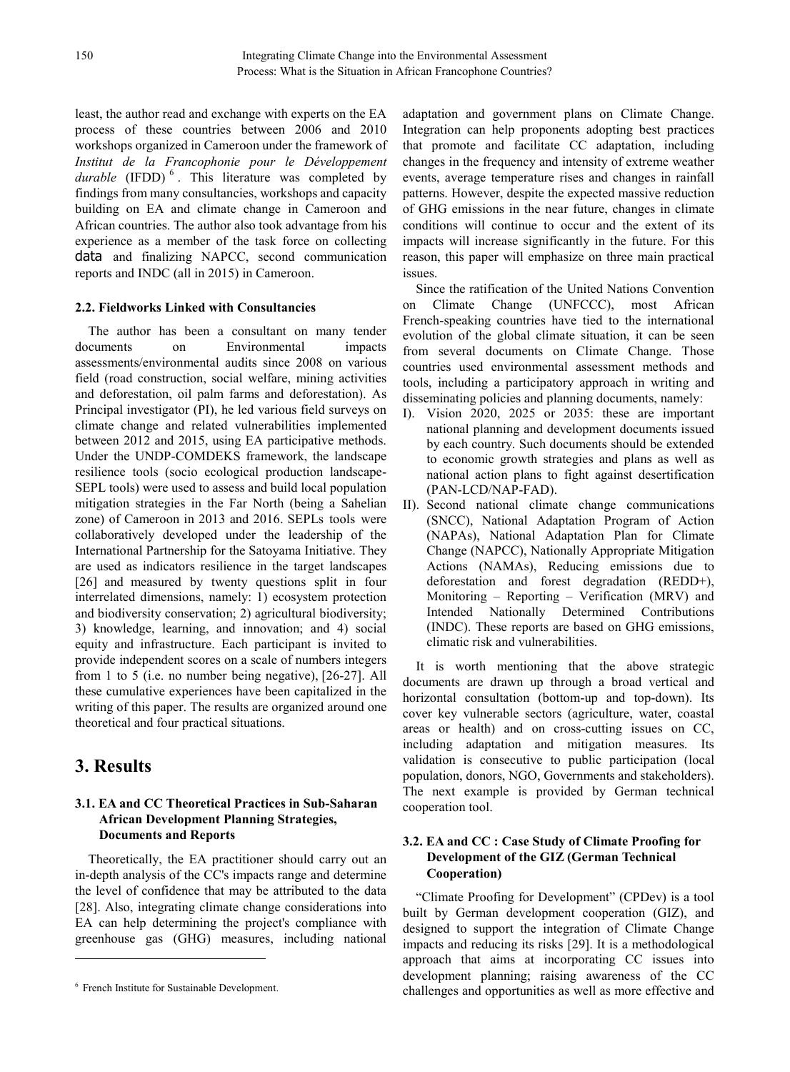least, the author read and exchange with experts on the EA process of these countries between 2006 and 2010 workshops organized in Cameroon under the framework of *Institut de la Francophonie pour le Développement durable* (IFDD) [6]. This literature was completed by findings from many consultancies, workshops and capacity building on EA and climate change in Cameroon and African countries. The author also took advantage from his experience as a member of the task force on collecting data and finalizing NAPCC, second communication reports and INDC (all in 2015) in Cameroon.

### 2.2. Fieldworks Linked with Consultancies

The author has been a consultant on many tender documents on Environmental impacts assessments/environmental audits since 2008 on various field (road construction, social welfare, mining activities and deforestation, oil palm farms and deforestation). As Principal investigator (PI), he led various field surveys on climate change and related vulnerabilities implemented between 2012 and 2015, using EA participative methods. Under the UNDP-COMDEKS framework, the landscape resilience tools (socio ecological production landscape-SEPL tools) were used to assess and build local population mitigation strategies in the Far North (being a Sahelian zone) of Cameroon in 2013 and 2016. SEPLs tools were collaboratively developed under the leadership of the International Partnership for the Satoyama Initiative. They are used as indicators resilience in the target landscapes [26] and measured by twenty questions split in four interrelated dimensions, namely: 1) ecosystem protection and biodiversity conservation; 2) agricultural biodiversity; 3) knowledge, learning, and innovation; and 4) social equity and infrastructure. Each participant is invited to provide independent scores on a scale of numbers integers from 1 to 5 (i.e. no number being negative), [26-27]. All these cumulative experiences have been capitalized in the writing of this paper. The results are organized around one theoretical and four practical situations.

## 3. Results

### 3.1. EA and CC Theoretical Practices in Sub-Saharan African Development Planning Strategies, Documents and Reports

Theoretically, the EA practitioner should carry out an in-depth analysis of the CC's impacts range and determine the level of confidence that may be attributed to the data [28]. Also, integrating climate change considerations into EA can help determining the project's compliance with greenhouse gas (GHG) measures, including national adaptation and government plans on Climate Change. Integration can help proponents adopting best practices that promote and facilitate CC adaptation, including changes in the frequency and intensity of extreme weather events, average temperature rises and changes in rainfall patterns. However, despite the expected massive reduction of GHG emissions in the near future, changes in climate conditions will continue to occur and the extent of its impacts will increase significantly in the future. For this reason, this paper will emphasize on three main practical issues.

Since the ratification of the United Nations Convention on Climate Change (UNFCCC), most African French-speaking countries have tied to the international evolution of the global climate situation, it can be seen from several documents on Climate Change. Those countries used environmental assessment methods and tools, including a participatory approach in writing and disseminating policies and planning documents, namely:

I). Vision 2020, 2025 or 2035: these are important national planning and development documents issued by each country. Such documents should be extended to economic growth strategies and plans as well as national action plans to fight against desertification (PAN-LCD/NAP-FAD).

II). Second national climate change communications (SNCC), National Adaptation Program of Action (NAPAs), National Adaptation Plan for Climate Change (NAPCC), Nationally Appropriate Mitigation Actions (NAMAs), Reducing emissions due to deforestation and forest degradation (REDD+), Monitoring – Reporting – Verification (MRV) and Intended Nationally Determined Contributions (INDC). These reports are based on GHG emissions, climatic risk and vulnerabilities.

It is worth mentioning that the above strategic documents are drawn up through a broad vertical and horizontal consultation (bottom-up and top-down). Its cover key vulnerable sectors (agriculture, water, coastal areas or health) and on cross-cutting issues on CC, including adaptation and mitigation measures. Its validation is consecutive to public participation (local population, donors, NGO, Governments and stakeholders). The next example is provided by German technical cooperation tool.

### 3.2. EA and CC : Case Study of Climate Proofing for Development of the GIZ (German Technical Cooperation)

"Climate Proofing for Development" (CPDev) is a tool built by German development cooperation (GIZ), and designed to support the integration of Climate Change impacts and reducing its risks [29]. It is a methodological approach that aims at incorporating CC issues into development planning; raising awareness of the CC challenges and opportunities as well as more effective and

[6] French Institute for Sustainable Development.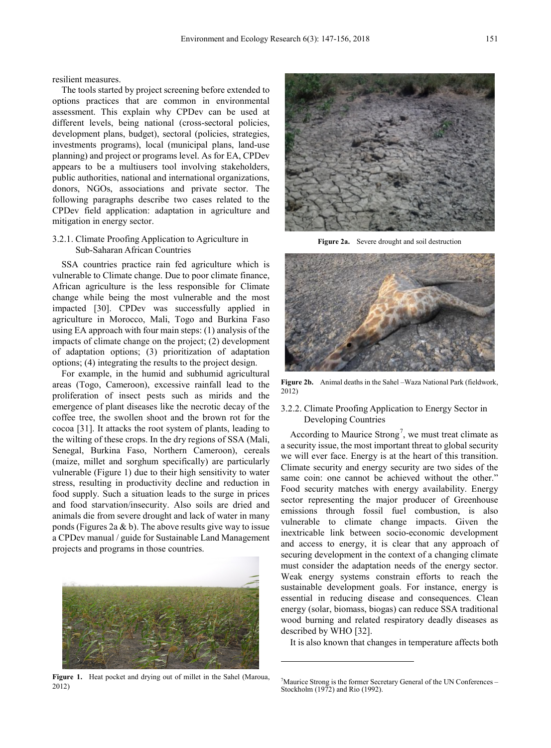resilient measures.

The tools started by project screening before extended to options practices that are common in environmental assessment. This explain why CPDev can be used at different levels, being national (cross-sectoral policies, development plans, budget), sectoral (policies, strategies, investments programs), local (municipal plans, land-use planning) and project or programs level. As for EA, CPDev appears to be a multiusers tool involving stakeholders, public authorities, national and international organizations, donors, NGOs, associations and private sector. The following paragraphs describe two cases related to the CPDev field application: adaptation in agriculture and mitigation in energy sector.

#### 3.2.1. Climate Proofing Application to Agriculture in Sub-Saharan African Countries

SSA countries practice rain fed agriculture which is vulnerable to Climate change. Due to poor climate finance, African agriculture is the less responsible for Climate change while being the most vulnerable and the most impacted [30]. CPDev was successfully applied in agriculture in Morocco, Mali, Togo and Burkina Faso using EA approach with four main steps: (1) analysis of the impacts of climate change on the project; (2) development of adaptation options; (3) prioritization of adaptation options; (4) integrating the results to the project design.

For example, in the humid and subhumid agricultural areas (Togo, Cameroon), excessive rainfall lead to the proliferation of insect pests such as mirids and the emergence of plant diseases like the necrotic decay of the coffee tree, the swollen shoot and the brown rot for the cocoa [31]. It attacks the root system of plants, leading to the wilting of these crops. In the dry regions of SSA (Mali, Senegal, Burkina Faso, Northern Cameroon), cereals (maize, millet and sorghum specifically) are particularly vulnerable (Figure 1) due to their high sensitivity to water stress, resulting in productivity decline and reduction in food supply. Such a situation leads to the surge in prices and food starvation/insecurity. Also soils are dried and animals die from severe drought and lack of water in many ponds (Figures 2a & b). The above results give way to issue a CPDev manual / guide for Sustainable Land Management projects and programs in those countries.

**Figure 1.** Heat pocket and drying out of millet in the Sahel (Maroua, 2012)

**Figure 2a.** Severe drought and soil destruction

**Figure 2b.** Animal deaths in the Sahel –Waza National Park (fieldwork, 2012)

#### 3.2.2. Climate Proofing Application to Energy Sector in Developing Countries

According to Maurice Strong[7], we must treat climate as a security issue, the most important threat to global security we will ever face. Energy is at the heart of this transition. Climate security and energy security are two sides of the same coin: one cannot be achieved without the other." Food security matches with energy availability. Energy sector representing the major producer of Greenhouse emissions through fossil fuel combustion, is also vulnerable to climate change impacts. Given the inextricable link between socio-economic development and access to energy, it is clear that any approach of securing development in the context of a changing climate must consider the adaptation needs of the energy sector. Weak energy systems constrain efforts to reach the sustainable development goals. For instance, energy is essential in reducing disease and consequences. Clean energy (solar, biomass, biogas) can reduce SSA traditional wood burning and related respiratory deadly diseases as described by WHO [32].

It is also known that changes in temperature affects both

[7] Maurice Strong is the former Secretary General of the UN Conferences – Stockholm (1972) and Rio (1992).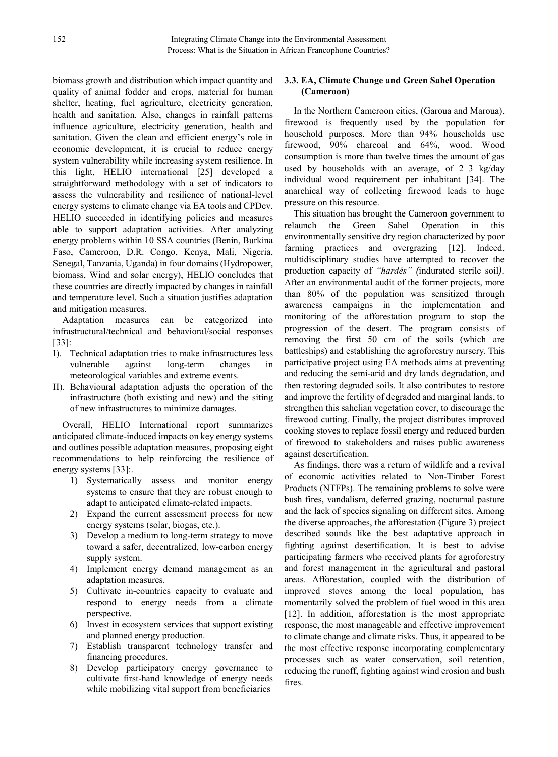biomass growth and distribution which impact quantity and quality of animal fodder and crops, material for human shelter, heating, fuel agriculture, electricity generation, health and sanitation. Also, changes in rainfall patterns influence agriculture, electricity generation, health and sanitation. Given the clean and efficient energy's role in economic development, it is crucial to reduce energy system vulnerability while increasing system resilience. In this light, HELIO international [25] developed a straightforward methodology with a set of indicators to assess the vulnerability and resilience of national-level energy systems to climate change via EA tools and CPDev. HELIO succeeded in identifying policies and measures able to support adaptation activities. After analyzing energy problems within 10 SSA countries (Benin, Burkina Faso, Cameroon, D.R. Congo, Kenya, Mali, Nigeria, Senegal, Tanzania, Uganda) in four domains (Hydropower, biomass, Wind and solar energy), HELIO concludes that these countries are directly impacted by changes in rainfall and temperature level. Such a situation justifies adaptation and mitigation measures.

Adaptation measures can be categorized into infrastructural/technical and behavioral/social responses [33]:

I). Technical adaptation tries to make infrastructures less vulnerable against long-term changes in meteorological variables and extreme events.

II). Behavioural adaptation adjusts the operation of the infrastructure (both existing and new) and the siting of new infrastructures to minimize damages.

Overall, HELIO International report summarizes anticipated climate-induced impacts on key energy systems and outlines possible adaptation measures, proposing eight recommendations to help reinforcing the resilience of energy systems [33]:.

1) Systematically assess and monitor energy systems to ensure that they are robust enough to adapt to anticipated climate-related impacts.
2) Expand the current assessment process for new energy systems (solar, biogas, etc.).
3) Develop a medium to long-term strategy to move toward a safer, decentralized, low-carbon energy supply system.
4) Implement energy demand management as an adaptation measures.
5) Cultivate in-countries capacity to evaluate and respond to energy needs from a climate perspective.
6) Invest in ecosystem services that support existing and planned energy production.
7) Establish transparent technology transfer and financing procedures.
8) Develop participatory energy governance to cultivate first-hand knowledge of energy needs while mobilizing vital support from beneficiaries

### 3.3. EA, Climate Change and Green Sahel Operation (Cameroon)

In the Northern Cameroon cities, (Garoua and Maroua), firewood is frequently used by the population for household purposes. More than 94% households use firewood, 90% charcoal and 64%, wood. Wood consumption is more than twelve times the amount of gas used by households with an average, of 2–3 kg/day individual wood requirement per inhabitant [34]. The anarchical way of collecting firewood leads to huge pressure on this resource.

This situation has brought the Cameroon government to relaunch the Green Sahel Operation in this environmentally sensitive dry region characterized by poor farming practices and overgrazing [12]. Indeed, multidisciplinary studies have attempted to recover the production capacity of *"hardés" (*indurated sterile soil*)*. After an environmental audit of the former projects, more than 80% of the population was sensitized through awareness campaigns in the implementation and monitoring of the afforestation program to stop the progression of the desert. The program consists of removing the first 50 cm of the soils (which are battleships) and establishing the agroforestry nursery. This participative project using EA methods aims at preventing and reducing the semi-arid and dry lands degradation, and then restoring degraded soils. It also contributes to restore and improve the fertility of degraded and marginal lands, to strengthen this sahelian vegetation cover, to discourage the firewood cutting. Finally, the project distributes improved cooking stoves to replace fossil energy and reduced burden of firewood to stakeholders and raises public awareness against desertification.

As findings, there was a return of wildlife and a revival of economic activities related to Non-Timber Forest Products (NTFPs). The remaining problems to solve were bush fires, vandalism, deferred grazing, nocturnal pasture and the lack of species signaling on different sites. Among the diverse approaches, the afforestation (Figure 3) project described sounds like the best adaptative approach in fighting against desertification. It is best to advise participating farmers who received plants for agroforestry and forest management in the agricultural and pastoral areas. Afforestation, coupled with the distribution of improved stoves among the local population, has momentarily solved the problem of fuel wood in this area [12]. In addition, afforestation is the most appropriate response, the most manageable and effective improvement to climate change and climate risks. Thus, it appeared to be the most effective response incorporating complementary processes such as water conservation, soil retention, reducing the runoff, fighting against wind erosion and bush fires.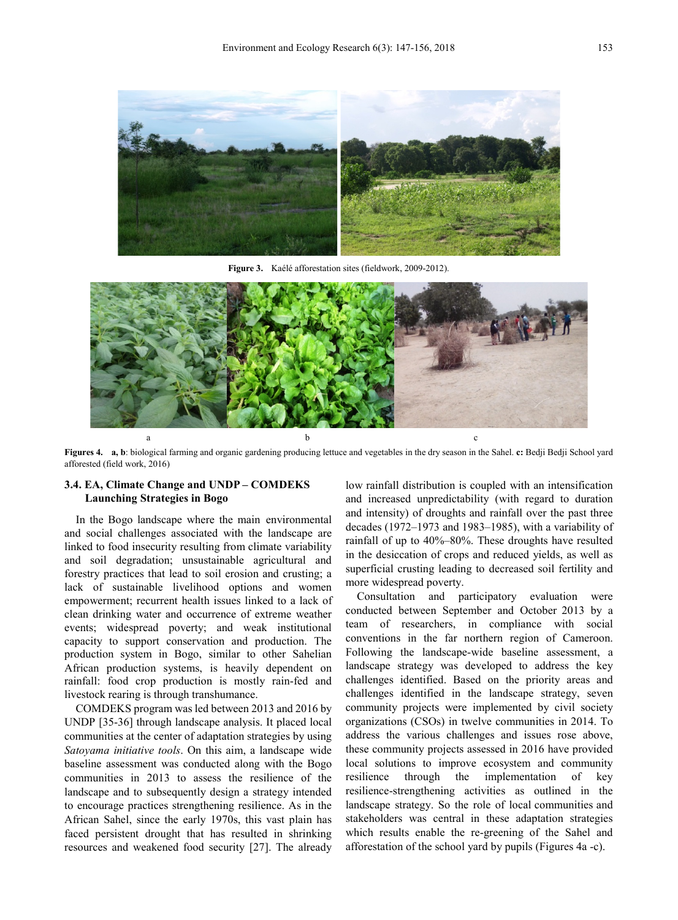Figure 3. Kaélé afforestation sites (fieldwork, 2009-2012).

a b c

**Figures 4. a, b**: biological farming and organic gardening producing lettuce and vegetables in the dry season in the Sahel. **c:** Bedji Bedji School yard afforested (field work, 2016)

### 3.4. EA, Climate Change and UNDP – COMDEKS Launching Strategies in Bogo

In the Bogo landscape where the main environmental and social challenges associated with the landscape are linked to food insecurity resulting from climate variability and soil degradation; unsustainable agricultural and forestry practices that lead to soil erosion and crusting; a lack of sustainable livelihood options and women empowerment; recurrent health issues linked to a lack of clean drinking water and occurrence of extreme weather events; widespread poverty; and weak institutional capacity to support conservation and production. The production system in Bogo, similar to other Sahelian African production systems, is heavily dependent on rainfall: food crop production is mostly rain-fed and livestock rearing is through transhumance.

COMDEKS program was led between 2013 and 2016 by UNDP [35-36] through landscape analysis. It placed local communities at the center of adaptation strategies by using *Satoyama initiative tools*. On this aim, a landscape wide baseline assessment was conducted along with the Bogo communities in 2013 to assess the resilience of the landscape and to subsequently design a strategy intended to encourage practices strengthening resilience. As in the African Sahel, since the early 1970s, this vast plain has faced persistent drought that has resulted in shrinking resources and weakened food security [27]. The already low rainfall distribution is coupled with an intensification and increased unpredictability (with regard to duration and intensity) of droughts and rainfall over the past three decades (1972–1973 and 1983–1985), with a variability of rainfall of up to 40%–80%. These droughts have resulted in the desiccation of crops and reduced yields, as well as superficial crusting leading to decreased soil fertility and more widespread poverty.

Consultation and participatory evaluation were conducted between September and October 2013 by a team of researchers, in compliance with social conventions in the far northern region of Cameroon. Following the landscape-wide baseline assessment, a landscape strategy was developed to address the key challenges identified. Based on the priority areas and challenges identified in the landscape strategy, seven community projects were implemented by civil society organizations (CSOs) in twelve communities in 2014. To address the various challenges and issues rose above, these community projects assessed in 2016 have provided local solutions to improve ecosystem and community resilience through the implementation of key resilience-strengthening activities as outlined in the landscape strategy. So the role of local communities and stakeholders was central in these adaptation strategies which results enable the re-greening of the Sahel and afforestation of the school yard by pupils (Figures 4a -c).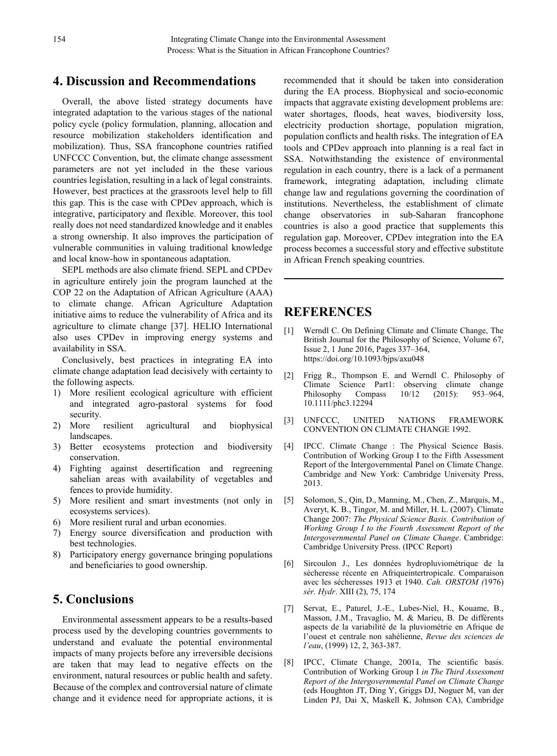## 4. Discussion and Recommendations

Overall, the above listed strategy documents have integrated adaptation to the various stages of the national policy cycle (policy formulation, planning, allocation and resource mobilization stakeholders identification and mobilization). Thus, SSA francophone countries ratified UNFCCC Convention, but, the climate change assessment parameters are not yet included in the these various countries legislation, resulting in a lack of legal constraints. However, best practices at the grassroots level help to fill this gap. This is the case with CPDev approach, which is integrative, participatory and flexible. Moreover, this tool really does not need standardized knowledge and it enables a strong ownership. It also improves the participation of vulnerable communities in valuing traditional knowledge and local know-how in spontaneous adaptation.

SEPL methods are also climate friend. SEPL and CPDev in agriculture entirely join the program launched at the COP 22 on the Adaptation of African Agriculture (AAA) to climate change. African Agriculture Adaptation initiative aims to reduce the vulnerability of Africa and its agriculture to climate change [37]. HELIO International also uses CPDev in improving energy systems and availability in SSA.

Conclusively, best practices in integrating EA into climate change adaptation lead decisively with certainty to the following aspects.

1) More resilient ecological agriculture with efficient and integrated agro-pastoral systems for food security.
2) More resilient agricultural and biophysical landscapes.
3) Better ecosystems protection and biodiversity conservation.
4) Fighting against desertification and regreening sahelian areas with availability of vegetables and fences to provide humidity.
5) More resilient and smart investments (not only in ecosystems services).
6) More resilient rural and urban economies.
7) Energy source diversification and production with best technologies.
8) Participatory energy governance bringing populations and beneficiaries to good ownership.

## 5. Conclusions

Environmental assessment appears to be a results-based process used by the developing countries governments to understand and evaluate the potential environmental impacts of many projects before any irreversible decisions are taken that may lead to negative effects on the environment, natural resources or public health and safety. Because of the complex and controversial nature of climate change and it evidence need for appropriate actions, it is recommended that it should be taken into consideration during the EA process. Biophysical and socio-economic impacts that aggravate existing development problems are: water shortages, floods, heat waves, biodiversity loss, electricity production shortage, population migration, population conflicts and health risks. The integration of EA tools and CPDev approach into planning is a real fact in SSA. Notwithstanding the existence of environmental regulation in each country, there is a lack of a permanent framework, integrating adaptation, including climate change law and regulations governing the coordination of institutions. Nevertheless, the establishment of climate change observatories in sub-Saharan francophone countries is also a good practice that supplements this regulation gap. Moreover, CPDev integration into the EA process becomes a successful story and effective substitute in African French speaking countries.

## REFERENCES

[1] Werndl C. On Defining Climate and Climate Change, The British Journal for the Philosophy of Science, Volume 67, Issue 2, 1 June 2016, Pages 337–364, https://doi.org/10.1093/bjps/axu048

[2] Frigg R., Thompson E. and Werndl C. Philosophy of Climate Science Part1: observing climate change Philosophy Compass 10/12 (2015): 953–964, 10.1111/phc3.12294

[3] UNFCCC, UNITED NATIONS FRAMEWORK CONVENTION ON CLIMATE CHANGE 1992.

[4] IPCC. Climate Change : The Physical Science Basis. Contribution of Working Group I to the Fifth Assessment Report of the Intergovernmental Panel on Climate Change. Cambridge and New York: Cambridge University Press, 2013.

[5] Solomon, S., Qin, D., Manning, M., Chen, Z., Marquis, M., Averyt, K. B., Tingor, M. and Miller, H. L. (2007). Climate Change 2007: *The Physical Science Basis. Contribution of Working Group I to the Fourth Assessment Report of the Intergovernmental Panel on Climate Change*. Cambridge: Cambridge University Press. (IPCC Report)

[6] Sircoulon J., Les données hydropluviométrique de la sècheresse récente en Afriqueintertropicale. Comparaison avec les sécheresses 1913 et 1940. *Cah. ORSTOM (*1976) *sér. Hydr*. XIII (2), 75, 174

[7] Servat, E., Paturel, J.-E., Lubes-Niel, H., Kouame, B., Masson, J.M., Travaglio, M. & Marieu, B. De différents aspects de la variabilité de la pluviométrie en Afrique de l'ouest et centrale non sahélienne, *Revue des sciences de l'eau*, (1999) 12, 2, 363-387.

[8] IPCC, Climate Change, 2001a, The scientific basis. Contribution of Working Group I *in The Third Assessment Report of the Intergovernmental Panel on Climate Change* (eds Houghton JT, Ding Y, Griggs DJ, Noguer M, van der Linden PJ, Dai X, Maskell K, Johnson CA), Cambridge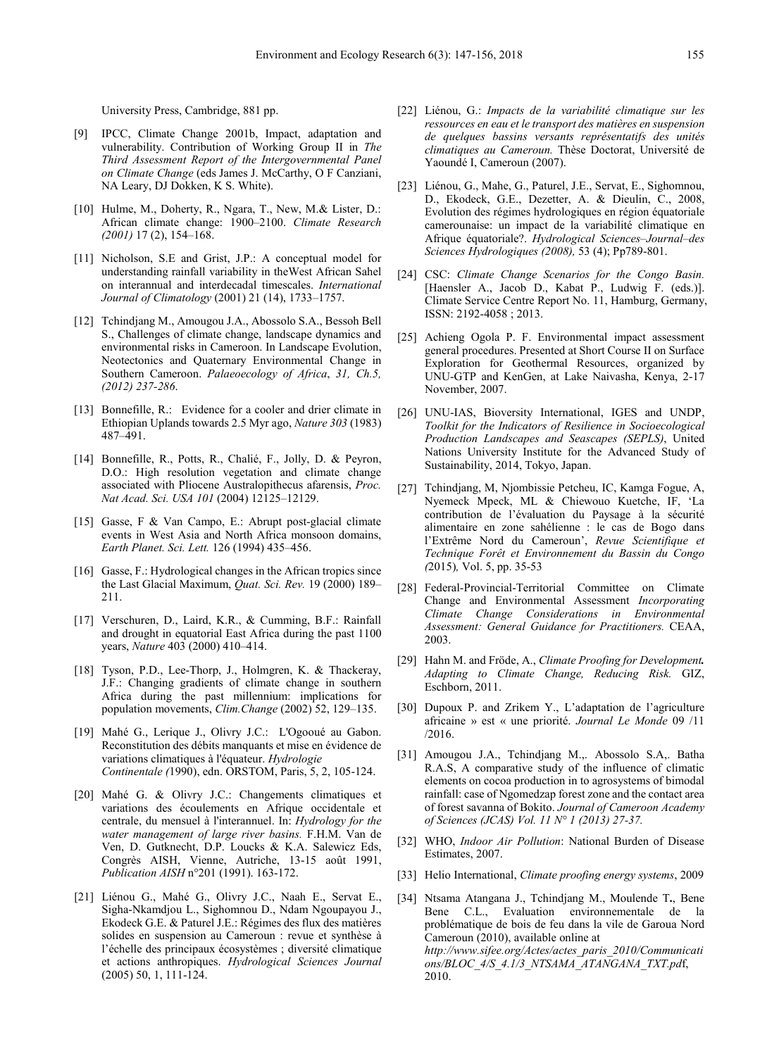University Press, Cambridge, 881 pp.

[9] IPCC, Climate Change 2001b, Impact, adaptation and vulnerability. Contribution of Working Group II in *The Third Assessment Report of the Intergovernmental Panel on Climate Change* (eds James J. McCarthy, O F Canziani, NA Leary, DJ Dokken, K S. White).

[10] Hulme, M., Doherty, R., Ngara, T., New, M.& Lister, D.: African climate change: 1900–2100. *Climate Research (2001)* 17 (2), 154–168.

[11] Nicholson, S.E and Grist, J.P.: A conceptual model for understanding rainfall variability in theWest African Sahel on interannual and interdecadal timescales. *International Journal of Climatology* (2001) 21 (14), 1733–1757.

[12] Tchindjang M., Amougou J.A., Abossolo S.A., Bessoh Bell S., Challenges of climate change, landscape dynamics and environmental risks in Cameroon. In Landscape Evolution, Neotectonics and Quaternary Environmental Change in Southern Cameroon. *Palaeoecology of Africa*, *31, Ch.5, (2012) 237-286*.

[13] Bonnefille, R.: Evidence for a cooler and drier climate in Ethiopian Uplands towards 2.5 Myr ago, *Nature 303* (1983) 487–491.

[14] Bonnefille, R., Potts, R., Chalié, F., Jolly, D. & Peyron, D.O.: High resolution vegetation and climate change associated with Pliocene Australopithecus afarensis, *Proc. Nat Acad. Sci. USA 101* (2004) 12125–12129.

[15] Gasse, F & Van Campo, E.: Abrupt post-glacial climate events in West Asia and North Africa monsoon domains, *Earth Planet. Sci. Lett.* 126 (1994) 435–456.

[16] Gasse, F.: Hydrological changes in the African tropics since the Last Glacial Maximum, *Quat. Sci. Rev.* 19 (2000) 189–211.

[17] Verschuren, D., Laird, K.R., & Cumming, B.F.: Rainfall and drought in equatorial East Africa during the past 1100 years, *Nature* 403 (2000) 410–414.

[18] Tyson, P.D., Lee-Thorp, J., Holmgren, K. & Thackeray, J.F.: Changing gradients of climate change in southern Africa during the past millennium: implications for population movements, *Clim.Change* (2002) 52, 129–135.

[19] Mahé G., Lerique J., Olivry J.C.: L'Ogooué au Gabon. Reconstitution des débits manquants et mise en évidence de variations climatiques à l'équateur. *Hydrologie Continentale (*1990), edn. ORSTOM, Paris, 5, 2, 105-124.

[20] Mahé G. & Olivry J.C.: Changements climatiques et variations des écoulements en Afrique occidentale et centrale, du mensuel à l'interannuel. In: *Hydrology for the water management of large river basins.* F.H.M. Van de Ven, D. Gutknecht, D.P. Loucks & K.A. Salewicz Eds, Congrès AISH, Vienne, Autriche, 13-15 août 1991, *Publication AISH* n°201 (1991). 163-172.

[21] Liénou G., Mahé G., Olivry J.C., Naah E., Servat E., Sigha-Nkamdjou L., Sighomnou D., Ndam Ngoupayou J., Ekodeck G.E. & Paturel J.E.: Régimes des flux des matières solides en suspension au Cameroun : revue et synthèse à l'échelle des principaux écosystèmes ; diversité climatique et actions anthropiques. *Hydrological Sciences Journal* (2005) 50, 1, 111-124.

[22] Liénou, G.: *Impacts de la variabilité climatique sur les ressources en eau et le transport des matières en suspension de quelques bassins versants représentatifs des unités climatiques au Cameroun.* Thèse Doctorat, Université de Yaoundé I, Cameroun (2007).

[23] Liénou, G., Mahe, G., Paturel, J.E., Servat, E., Sighomnou, D., Ekodeck, G.E., Dezetter, A. & Dieulin, C., 2008, Evolution des régimes hydrologiques en région équatoriale camerounaise: un impact de la variabilité climatique en Afrique équatoriale?. *Hydrological Sciences–Journal–des Sciences Hydrologiques (2008),* 53 (4); Pp789-801.

[24] CSC: *Climate Change Scenarios for the Congo Basin.* [Haensler A., Jacob D., Kabat P., Ludwig F. (eds.)]. Climate Service Centre Report No. 11, Hamburg, Germany, ISSN: 2192-4058 ; 2013.

[25] Achieng Ogola P. F. Environmental impact assessment general procedures. Presented at Short Course II on Surface Exploration for Geothermal Resources, organized by UNU-GTP and KenGen, at Lake Naivasha, Kenya, 2-17 November, 2007.

[26] UNU-IAS, Bioversity International, IGES and UNDP, *Toolkit for the Indicators of Resilience in Socioecological Production Landscapes and Seascapes (SEPLS)*, United Nations University Institute for the Advanced Study of Sustainability, 2014, Tokyo, Japan.

[27] Tchindjang, M, Njombissie Petcheu, IC, Kamga Fogue, A, Nyemeck Mpeck, ML & Chiewouo Kuetche, IF, 'La contribution de l'évaluation du Paysage à la sécurité alimentaire en zone sahélienne : le cas de Bogo dans l'Extrême Nord du Cameroun', *Revue Scientifique et Technique Forêt et Environnement du Bassin du Congo (*2015)*,* Vol. 5, pp. 35-53

[28] Federal-Provincial-Territorial Committee on Climate Change and Environmental Assessment *Incorporating Climate Change Considerations in Environmental Assessment: General Guidance for Practitioners.* CEAA, 2003.

[29] Hahn M. and Fröde, A., *Climate Proofing for Development. Adapting to Climate Change, Reducing Risk.* GIZ, Eschborn, 2011.

[30] Dupoux P. and Zrikem Y., L'adaptation de l'agriculture africaine » est « une priorité. *Journal Le Monde* 09 /11 /2016.

[31] Amougou J.A., Tchindjang M.,. Abossolo S.A,. Batha R.A.S, A comparative study of the influence of climatic elements on cocoa production in to agrosystems of bimodal rainfall: case of Ngomedzap forest zone and the contact area of forest savanna of Bokito. *Journal of Cameroon Academy of Sciences (JCAS) Vol. 11 N° 1 (2013) 27-37.*

[32] WHO, *Indoor Air Pollution*: National Burden of Disease Estimates, 2007.

[33] Helio International, *Climate proofing energy systems*, 2009

[34] Ntsama Atangana J., Tchindjang M., Moulende T**.**, Bene Bene C.L., Evaluation environnementale de la problématique de bois de feu dans la vile de Garoua Nord Cameroun (2010), available online at *http://www.sifee.org/Actes/actes_paris_2010/Communications/BLOC_4/S_4.1/3_NTSAMA_ATANGANA_TXT.pdf*, 2010.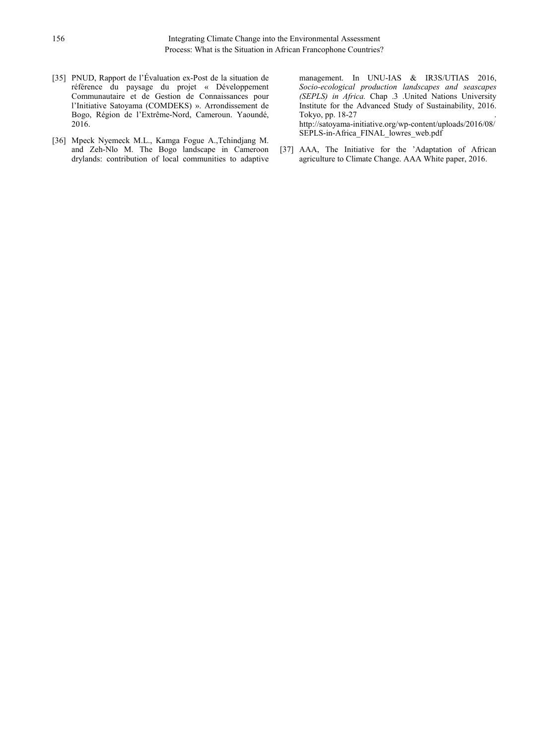[35] PNUD, Rapport de l'Évaluation ex-Post de la situation de référence du paysage du projet « Développement Communautaire et de Gestion de Connaissances pour l'Initiative Satoyama (COMDEKS) ». Arrondissement de Bogo, Région de l'Extrême-Nord, Cameroun. Yaoundé, 2016.

[36] Mpeck Nyemeck M.L., Kamga Fogue A.,Tchindjang M. and Zeh-Nlo M. The Bogo landscape in Cameroon drylands: contribution of local communities to adaptive management. In UNU-IAS & IR3S/UTIAS 2016, *Socio-ecological production landscapes and seascapes (SEPLS) in Africa.* Chap .3 .United Nations University Institute for the Advanced Study of Sustainability, 2016. Tokyo, pp. 18-27 . http://satoyama-initiative.org/wp-content/uploads/2016/08/SEPLS-in-Africa_FINAL_lowres_web.pdf

[37] AAA, The Initiative for the 'Adaptation of African agriculture to Climate Change. AAA White paper, 2016.